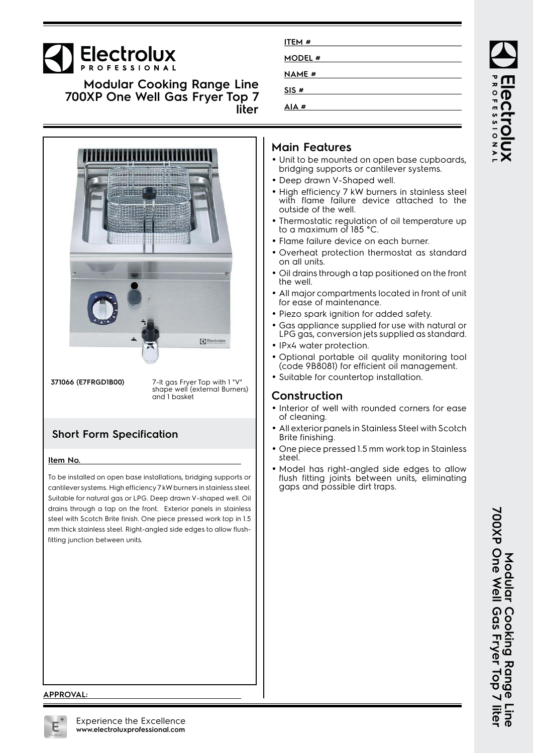# Electrolux PROFESSIONAL

## Modular Cooking Range Line 700XP One Well Gas Fryer Top 7 liter

**ITEM #**

**MODEL #**

**NAME #**

**SIS #**

**AIA #**

**371066 (E7FRGD1B00)** 7-lt gas Fryer Top with 1 "V" shape well (external Burners) and 1 basket

## Short Form Specification

**Item No.**

To be installed on open base installations, bridging supports or cantilever systems. High efficiency 7 kW burners in stainless steel. Suitable for natural gas or LPG. Deep drawn V-shaped well. Oil drains through a tap on the front. Exterior panels in stainless steel with Scotch Brite finish. One piece pressed work top in 1.5 mm thick stainless steel. Right-angled side edges to allow flush-fitting junction between units.

## Main Features

- Unit to be mounted on open base cupboards, bridging supports or cantilever systems.
- Deep drawn V-Shaped well.
- High efficiency 7 kW burners in stainless steel with flame failure device attached to the outside of the well.
- Thermostatic regulation of oil temperature up to a maximum of 185 °C.
- Flame failure device on each burner.
- Overheat protection thermostat as standard on all units.
- Oil drains through a tap positioned on the front the well.
- All major compartments located in front of unit for ease of maintenance.
- Piezo spark ignition for added safety.
- Gas appliance supplied for use with natural or LPG gas, conversion jets supplied as standard.
- IPx4 water protection.
- Optional portable oil quality monitoring tool (code 9B8081) for efficient oil management.
- Suitable for countertop installation.

## Construction

- Interior of well with rounded corners for ease of cleaning.
- All exterior panels in Stainless Steel with Scotch Brite finishing.
- One piece pressed 1.5 mm work top in Stainless steel.
- Model has right-angled side edges to allow flush fitting joints between units, eliminating gaps and possible dirt traps.

**APPROVAL:**

Experience the Excellence
**www.electroluxprofessional.com**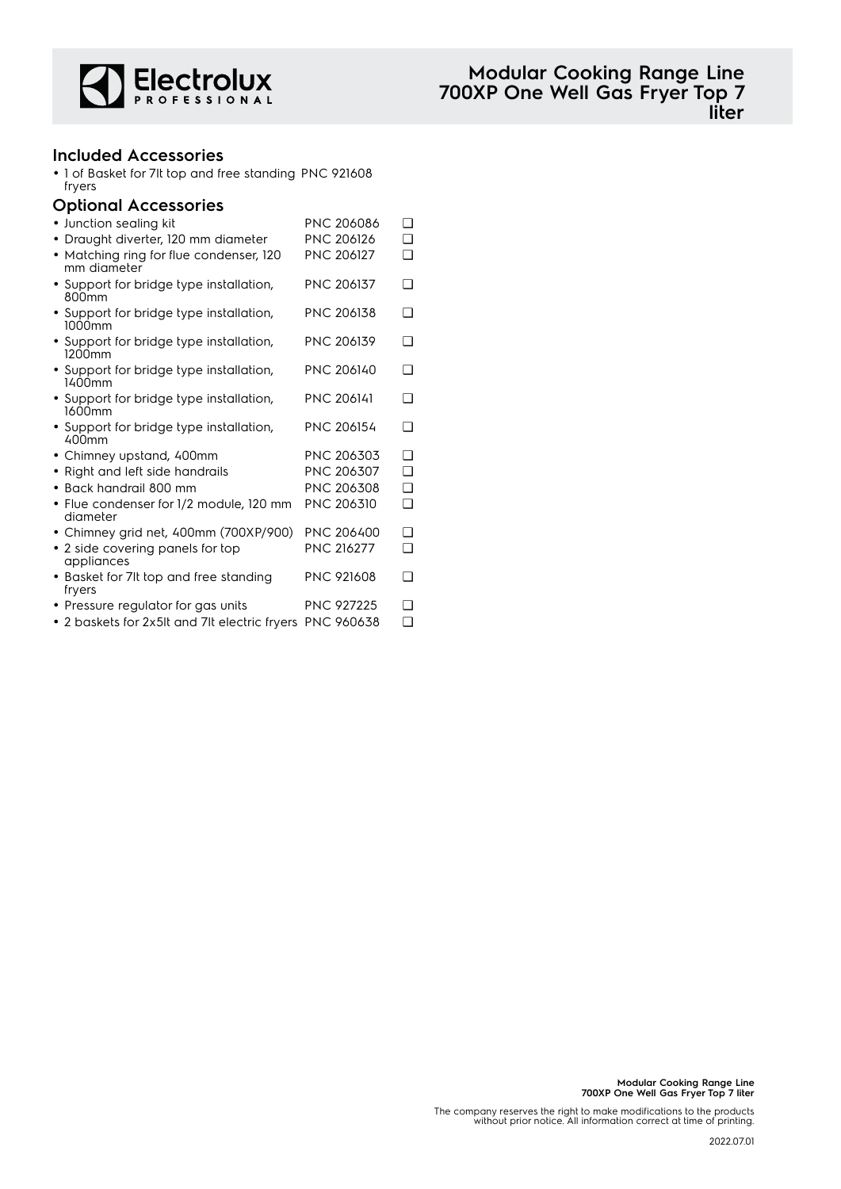# Modular Cooking Range Line 700XP One Well Gas Fryer Top 7 liter

## Included Accessories

- 1 of Basket for 7lt top and free standing fryers PNC 921608

## Optional Accessories

| Accessory | PNC | |
|---|---|---|
| • Junction sealing kit | PNC 206086 | ❑ |
| • Draught diverter, 120 mm diameter | PNC 206126 | ❑ |
| • Matching ring for flue condenser, 120 mm diameter | PNC 206127 | ❑ |
| • Support for bridge type installation, 800mm | PNC 206137 | ❑ |
| • Support for bridge type installation, 1000mm | PNC 206138 | ❑ |
| • Support for bridge type installation, 1200mm | PNC 206139 | ❑ |
| • Support for bridge type installation, 1400mm | PNC 206140 | ❑ |
| • Support for bridge type installation, 1600mm | PNC 206141 | ❑ |
| • Support for bridge type installation, 400mm | PNC 206154 | ❑ |
| • Chimney upstand, 400mm | PNC 206303 | ❑ |
| • Right and left side handrails | PNC 206307 | ❑ |
| • Back handrail 800 mm | PNC 206308 | ❑ |
| • Flue condenser for 1/2 module, 120 mm diameter | PNC 206310 | ❑ |
| • Chimney grid net, 400mm (700XP/900) | PNC 206400 | ❑ |
| • 2 side covering panels for top appliances | PNC 216277 | ❑ |
| • Basket for 7lt top and free standing fryers | PNC 921608 | ❑ |
| • Pressure regulator for gas units | PNC 927225 | ❑ |
| • 2 baskets for 2x5lt and 7lt electric fryers | PNC 960638 | ❑ |

The company reserves the right to make modifications to the products without prior notice. All information correct at time of printing.

2022.07.01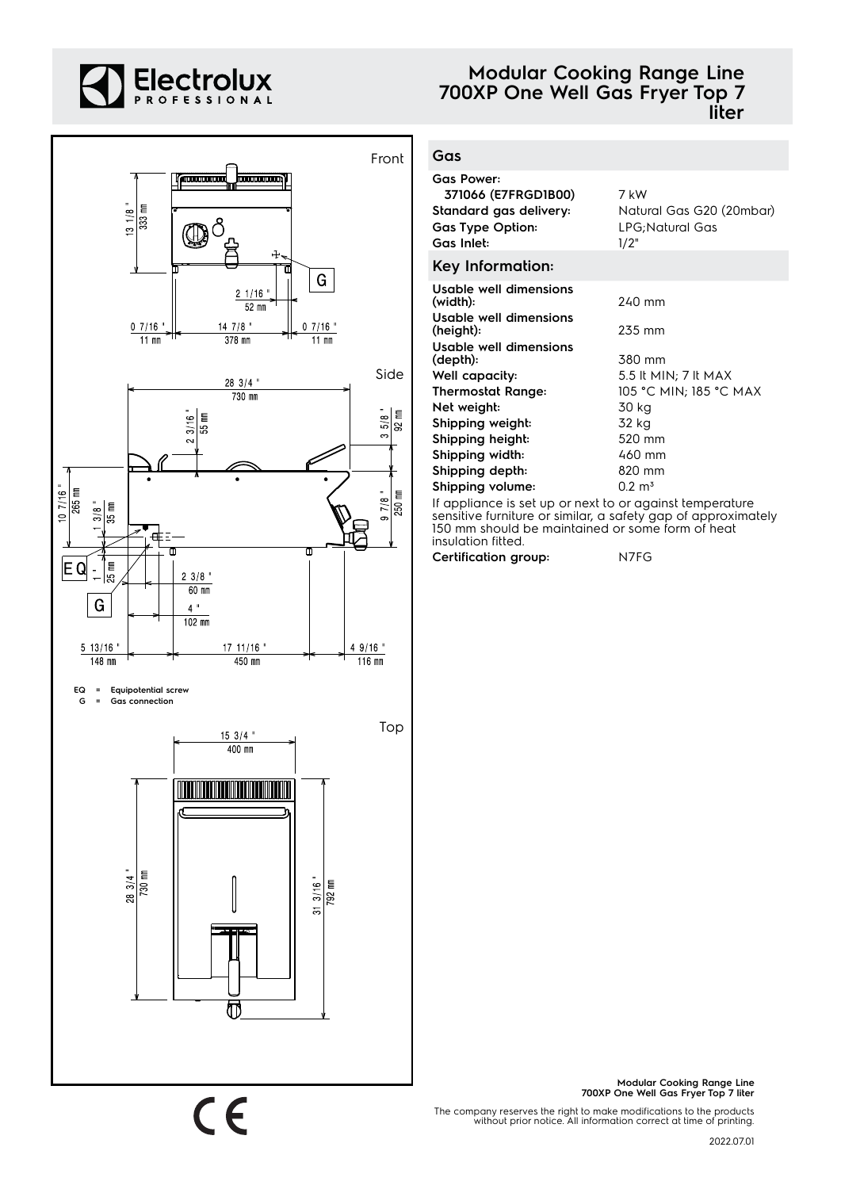# Modular Cooking Range Line 700XP One Well Gas Fryer Top 7 liter

Front

13 1/8 "
333 mm

G

2 1/16 "
52 mm

0 7/16 "
11 mm

14 7/8 "
378 mm

0 7/16 "
11 mm

Side

28 3/4 "
730 mm

2 3/16 "
55 mm

3 5/8 "
92 mm

10 7/16 "
265 mm

1 3/8 "
35 mm

9 7/8 "
250 mm

EQ

1 "
25 mm

2 3/8 "
60 mm

G

4 "
102 mm

5 13/16 "
148 mm

17 11/16 "
450 mm

4 9/16 "
116 mm

EQ = Equipotential screw
G = Gas connection

Top

15 3/4 "
400 mm

28 3/4 "
730 mm

31 3/16 "
792 mm

## Gas

| | |
|---|---|
| **Gas Power:** | |
| **371066 (E7FRGD1B00)** | 7 kW |
| **Standard gas delivery:** | Natural Gas G20 (20mbar) |
| **Gas Type Option:** | LPG;Natural Gas |
| **Gas Inlet:** | 1/2" |

## Key Information:

| | |
|---|---|
| **Usable well dimensions (width):** | 240 mm |
| **Usable well dimensions (height):** | 235 mm |
| **Usable well dimensions (depth):** | 380 mm |
| **Well capacity:** | 5.5 lt MIN; 7 lt MAX |
| **Thermostat Range:** | 105 °C MIN; 185 °C MAX |
| **Net weight:** | 30 kg |
| **Shipping weight:** | 32 kg |
| **Shipping height:** | 520 mm |
| **Shipping width:** | 460 mm |
| **Shipping depth:** | 820 mm |
| **Shipping volume:** | 0.2 m³ |

If appliance is set up or next to or against temperature sensitive furniture or similar, a safety gap of approximately 150 mm should be maintained or some form of heat insulation fitted.

**Certification group:** N7FG

The company reserves the right to make modifications to the products without prior notice. All information correct at time of printing.

2022.07.01